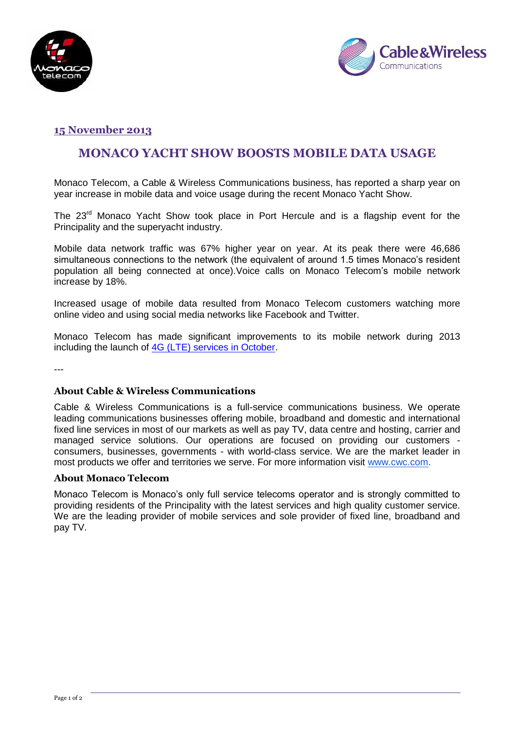15 November 2013

# MONACO YACHT SHOW BOOSTS MOBILE DATA USAGE

Monaco Telecom, a Cable & Wireless Communications business, has reported a sharp year on year increase in mobile data and voice usage during the recent Monaco Yacht Show.

The 23rd Monaco Yacht Show took place in Port Hercule and is a flagship event for the Principality and the superyacht industry.

Mobile data network traffic was 67% higher year on year. At its peak there were 46,686 simultaneous connections to the network (the equivalent of around 1.5 times Monaco's resident population all being connected at once).Voice calls on Monaco Telecom's mobile network increase by 18%.

Increased usage of mobile data resulted from Monaco Telecom customers watching more online video and using social media networks like Facebook and Twitter.

Monaco Telecom has made significant improvements to its mobile network during 2013 including the launch of 4G (LTE) services in October.

---

### About Cable & Wireless Communications

Cable & Wireless Communications is a full-service communications business. We operate leading communications businesses offering mobile, broadband and domestic and international fixed line services in most of our markets as well as pay TV, data centre and hosting, carrier and managed service solutions. Our operations are focused on providing our customers - consumers, businesses, governments - with world-class service. We are the market leader in most products we offer and territories we serve. For more information visit www.cwc.com.

### About Monaco Telecom

Monaco Telecom is Monaco's only full service telecoms operator and is strongly committed to providing residents of the Principality with the latest services and high quality customer service. We are the leading provider of mobile services and sole provider of fixed line, broadband and pay TV.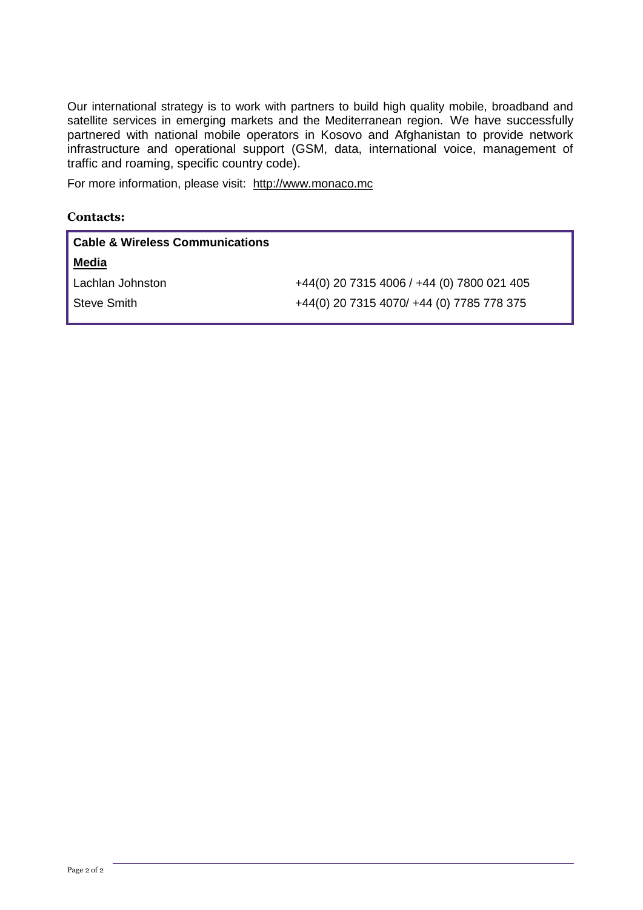Our international strategy is to work with partners to build high quality mobile, broadband and satellite services in emerging markets and the Mediterranean region. We have successfully partnered with national mobile operators in Kosovo and Afghanistan to provide network infrastructure and operational support (GSM, data, international voice, management of traffic and roaming, specific country code).

For more information, please visit: http://www.monaco.mc

**Contacts:**

| | |
|---|---|
| **Cable & Wireless Communications** | |
| **Media** | |
| Lachlan Johnston | +44(0) 20 7315 4006 / +44 (0) 7800 021 405 |
| Steve Smith | +44(0) 20 7315 4070/ +44 (0) 7785 778 375 |